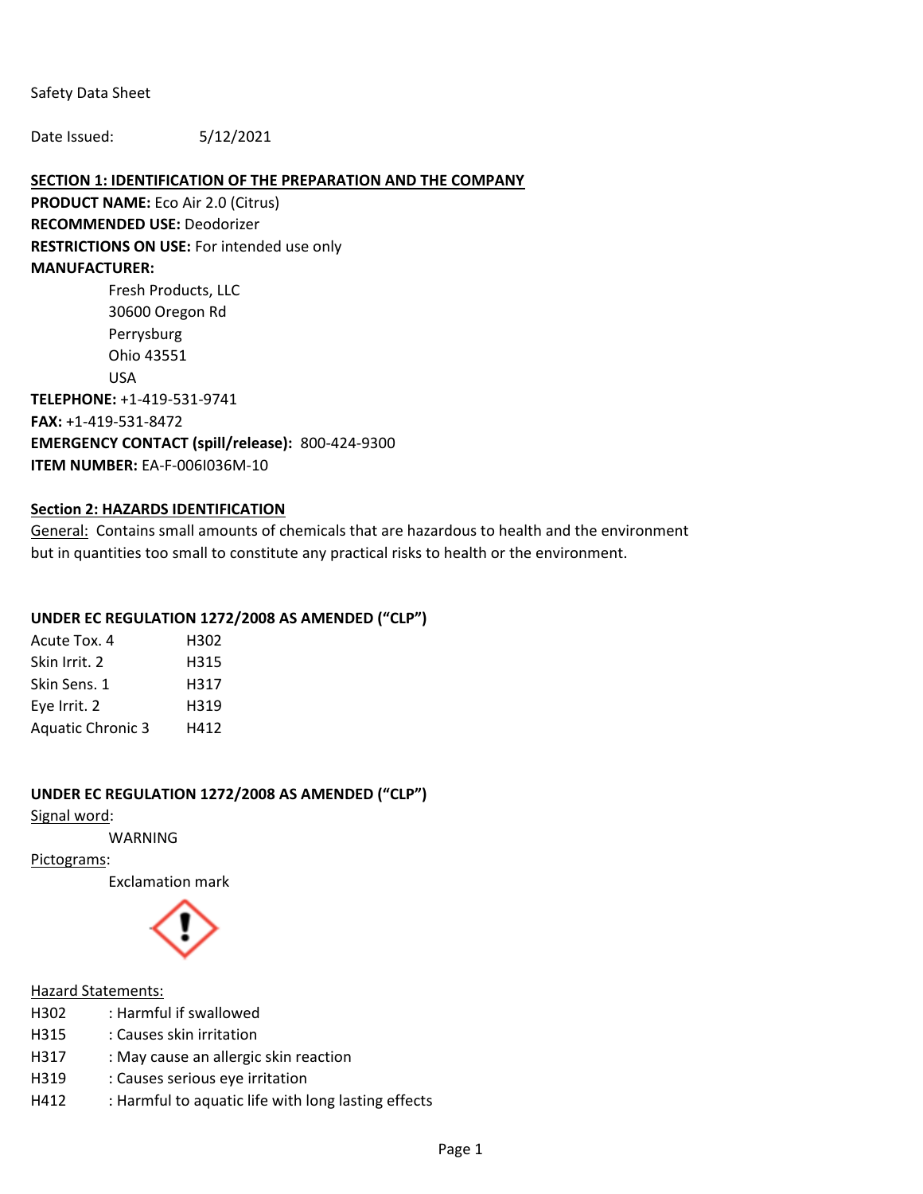Safety Data Sheet

Date Issued: 5/12/2021

## SECTION 1: IDENTIFICATION OF THE PREPARATION AND THE COMPANY

**PRODUCT NAME:** Eco Air 2.0 (Citrus)
**RECOMMENDED USE:** Deodorizer
**RESTRICTIONS ON USE:** For intended use only
**MANUFACTURER:**

Fresh Products, LLC
30600 Oregon Rd
Perrysburg
Ohio 43551
USA

**TELEPHONE:** +1-419-531-9741
**FAX:** +1-419-531-8472
**EMERGENCY CONTACT (spill/release):** 800-424-9300
**ITEM NUMBER:** EA-F-006I036M-10

## Section 2: HAZARDS IDENTIFICATION

General: Contains small amounts of chemicals that are hazardous to health and the environment but in quantities too small to constitute any practical risks to health or the environment.

**UNDER EC REGULATION 1272/2008 AS AMENDED ("CLP")**

| | |
|---|---|
| Acute Tox. 4 | H302 |
| Skin Irrit. 2 | H315 |
| Skin Sens. 1 | H317 |
| Eye Irrit. 2 | H319 |
| Aquatic Chronic 3 | H412 |

**UNDER EC REGULATION 1272/2008 AS AMENDED ("CLP")**

Signal word:

WARNING

Pictograms:

Exclamation mark

Hazard Statements:

| | |
|---|---|
| H302 | : Harmful if swallowed |
| H315 | : Causes skin irritation |
| H317 | : May cause an allergic skin reaction |
| H319 | : Causes serious eye irritation |
| H412 | : Harmful to aquatic life with long lasting effects |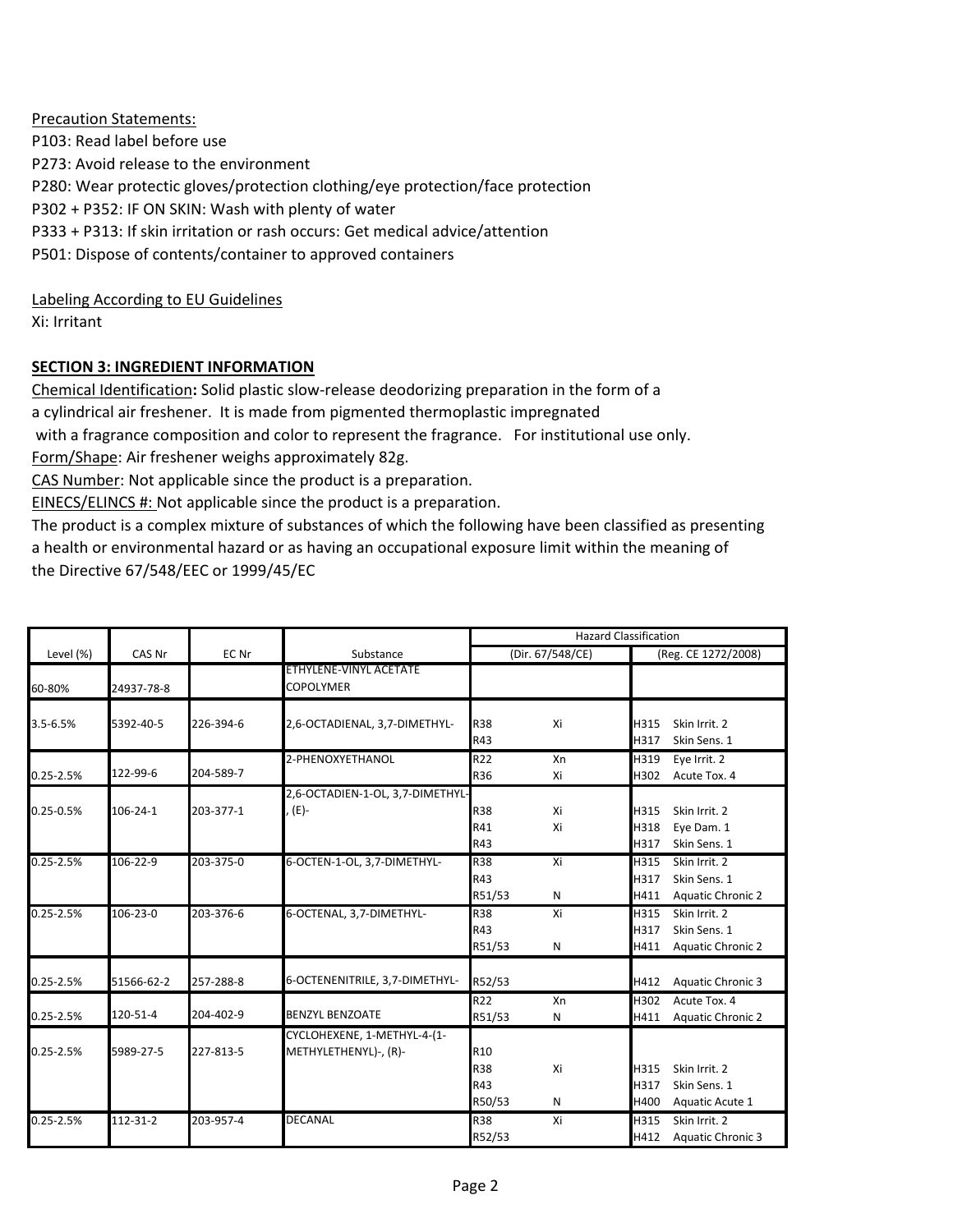Precaution Statements:
P103: Read label before use
P273: Avoid release to the environment
P280: Wear protectic gloves/protection clothing/eye protection/face protection
P302 + P352: IF ON SKIN: Wash with plenty of water
P333 + P313: If skin irritation or rash occurs: Get medical advice/attention
P501: Dispose of contents/container to approved containers

Labeling According to EU Guidelines
Xi: Irritant

**SECTION 3: INGREDIENT INFORMATION**

Chemical Identification**:** Solid plastic slow-release deodorizing preparation in the form of a a cylindrical air freshener. It is made from pigmented thermoplastic impregnated with a fragrance composition and color to represent the fragrance. For institutional use only.
Form/Shape: Air freshener weighs approximately 82g.
CAS Number: Not applicable since the product is a preparation.
EINECS/ELINCS #: Not applicable since the product is a preparation.
The product is a complex mixture of substances of which the following have been classified as presenting a health or environmental hazard or as having an occupational exposure limit within the meaning of the Directive 67/548/EEC or 1999/45/EC

| | | | | Hazard Classification | | |
|---|---|---|---|---|---|---|
| Level (%) | CAS Nr | EC Nr | Substance | (Dir. 67/548/CE) | | (Reg. CE 1272/2008) |
| 60-80% | 24937-78-8 | | ETHYLENE-VINYL ACETATE COPOLYMER | | | |
| 3.5-6.5% | 5392-40-5 | 226-394-6 | 2,6-OCTADIENAL, 3,7-DIMETHYL- | R38<br>R43 | Xi | H315 Skin Irrit. 2<br>H317 Skin Sens. 1 |
| 0.25-2.5% | 122-99-6 | 204-589-7 | 2-PHENOXYETHANOL | R22<br>R36 | Xn<br>Xi | H319 Eye Irrit. 2<br>H302 Acute Tox. 4 |
| 0.25-0.5% | 106-24-1 | 203-377-1 | 2,6-OCTADIEN-1-OL, 3,7-DIMETHYL-, (E)- | R38<br>R41<br>R43 | Xi<br>Xi | H315 Skin Irrit. 2<br>H318 Eye Dam. 1<br>H317 Skin Sens. 1 |
| 0.25-2.5% | 106-22-9 | 203-375-0 | 6-OCTEN-1-OL, 3,7-DIMETHYL- | R38<br>R43<br>R51/53 | Xi<br><br>N | H315 Skin Irrit. 2<br>H317 Skin Sens. 1<br>H411 Aquatic Chronic 2 |
| 0.25-2.5% | 106-23-0 | 203-376-6 | 6-OCTENAL, 3,7-DIMETHYL- | R38<br>R43<br>R51/53 | Xi<br><br>N | H315 Skin Irrit. 2<br>H317 Skin Sens. 1<br>H411 Aquatic Chronic 2 |
| 0.25-2.5% | 51566-62-2 | 257-288-8 | 6-OCTENENITRILE, 3,7-DIMETHYL- | R52/53 | | H412 Aquatic Chronic 3 |
| 0.25-2.5% | 120-51-4 | 204-402-9 | BENZYL BENZOATE | R22<br>R51/53 | Xn<br>N | H302 Acute Tox. 4<br>H411 Aquatic Chronic 2 |
| 0.25-2.5% | 5989-27-5 | 227-813-5 | CYCLOHEXENE, 1-METHYL-4-(1-METHYLETHENYL)-, (R)- | R10<br>R38<br>R43<br>R50/53 | <br>Xi<br><br>N | <br>H315 Skin Irrit. 2<br>H317 Skin Sens. 1<br>H400 Aquatic Acute 1 |
| 0.25-2.5% | 112-31-2 | 203-957-4 | DECANAL | R38<br>R52/53 | Xi | H315 Skin Irrit. 2<br>H412 Aquatic Chronic 3 |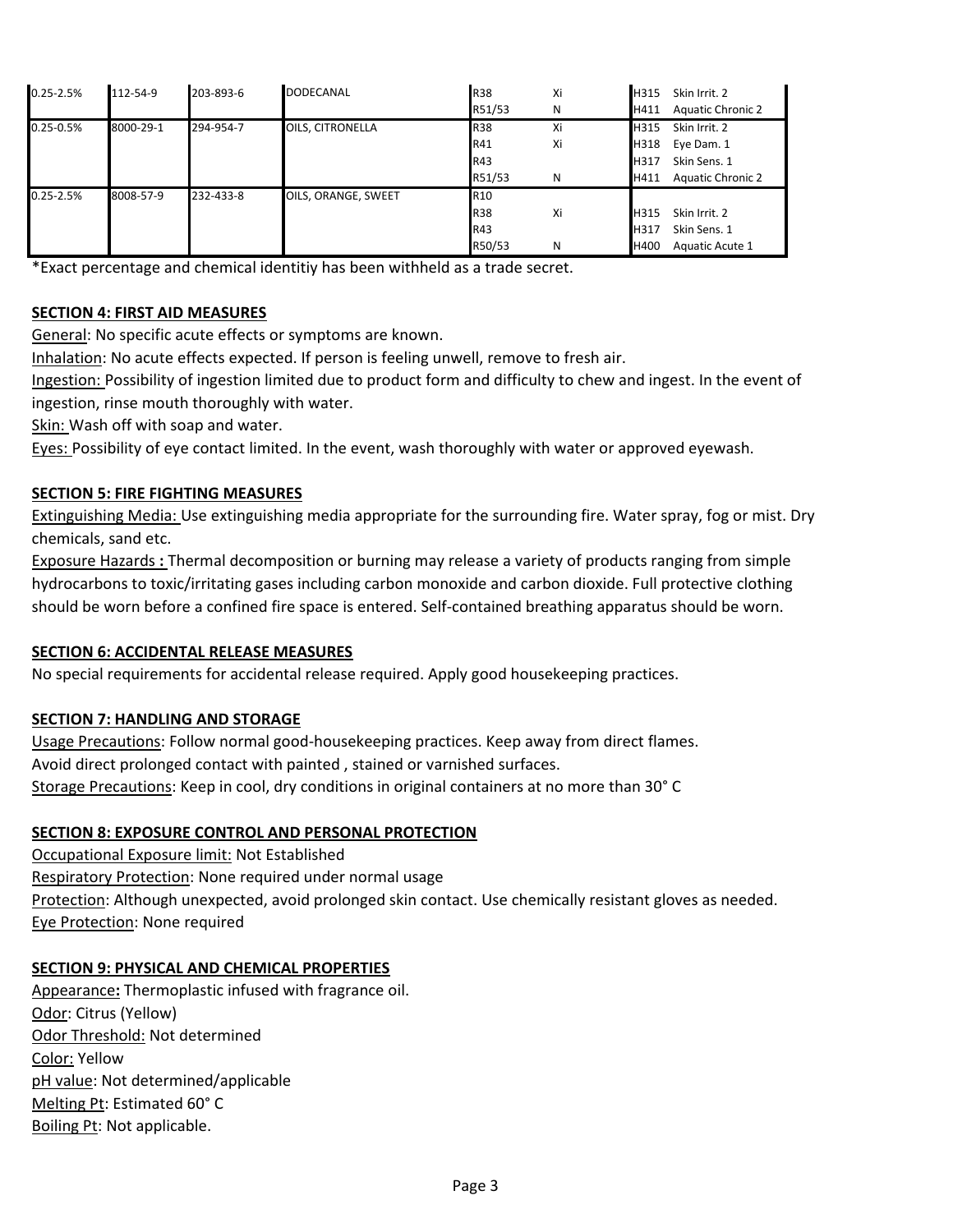| | | | | | | | |
|---|---|---|---|---|---|---|---|
| 0.25-2.5% | 112-54-9 | 203-893-6 | DODECANAL | R38 | Xi | H315 | Skin Irrit. 2 |
| | | | | R51/53 | N | H411 | Aquatic Chronic 2 |
| 0.25-0.5% | 8000-29-1 | 294-954-7 | OILS, CITRONELLA | R38 | Xi | H315 | Skin Irrit. 2 |
| | | | | R41 | Xi | H318 | Eye Dam. 1 |
| | | | | R43 | | H317 | Skin Sens. 1 |
| | | | | R51/53 | N | H411 | Aquatic Chronic 2 |
| 0.25-2.5% | 8008-57-9 | 232-433-8 | OILS, ORANGE, SWEET | R10 | | | |
| | | | | R38 | Xi | H315 | Skin Irrit. 2 |
| | | | | R43 | | H317 | Skin Sens. 1 |
| | | | | R50/53 | N | H400 | Aquatic Acute 1 |

*Exact percentage and chemical identitiy has been withheld as a trade secret.

## SECTION 4: FIRST AID MEASURES

General: No specific acute effects or symptoms are known.

Inhalation: No acute effects expected. If person is feeling unwell, remove to fresh air.

Ingestion: Possibility of ingestion limited due to product form and difficulty to chew and ingest. In the event of ingestion, rinse mouth thoroughly with water.

Skin: Wash off with soap and water.

Eyes: Possibility of eye contact limited. In the event, wash thoroughly with water or approved eyewash.

## SECTION 5: FIRE FIGHTING MEASURES

Extinguishing Media: Use extinguishing media appropriate for the surrounding fire. Water spray, fog or mist. Dry chemicals, sand etc.

Exposure Hazards **:** Thermal decomposition or burning may release a variety of products ranging from simple hydrocarbons to toxic/irritating gases including carbon monoxide and carbon dioxide. Full protective clothing should be worn before a confined fire space is entered. Self-contained breathing apparatus should be worn.

## SECTION 6: ACCIDENTAL RELEASE MEASURES

No special requirements for accidental release required. Apply good housekeeping practices.

## SECTION 7: HANDLING AND STORAGE

Usage Precautions: Follow normal good-housekeeping practices. Keep away from direct flames.
Avoid direct prolonged contact with painted , stained or varnished surfaces.
Storage Precautions: Keep in cool, dry conditions in original containers at no more than 30° C

## SECTION 8: EXPOSURE CONTROL AND PERSONAL PROTECTION

Occupational Exposure limit: Not Established
Respiratory Protection: None required under normal usage
Protection: Although unexpected, avoid prolonged skin contact. Use chemically resistant gloves as needed.
Eye Protection: None required

## SECTION 9: PHYSICAL AND CHEMICAL PROPERTIES

Appearance**:** Thermoplastic infused with fragrance oil.
Odor: Citrus (Yellow)
Odor Threshold: Not determined
Color: Yellow
pH value: Not determined/applicable
Melting Pt: Estimated 60° C
Boiling Pt: Not applicable.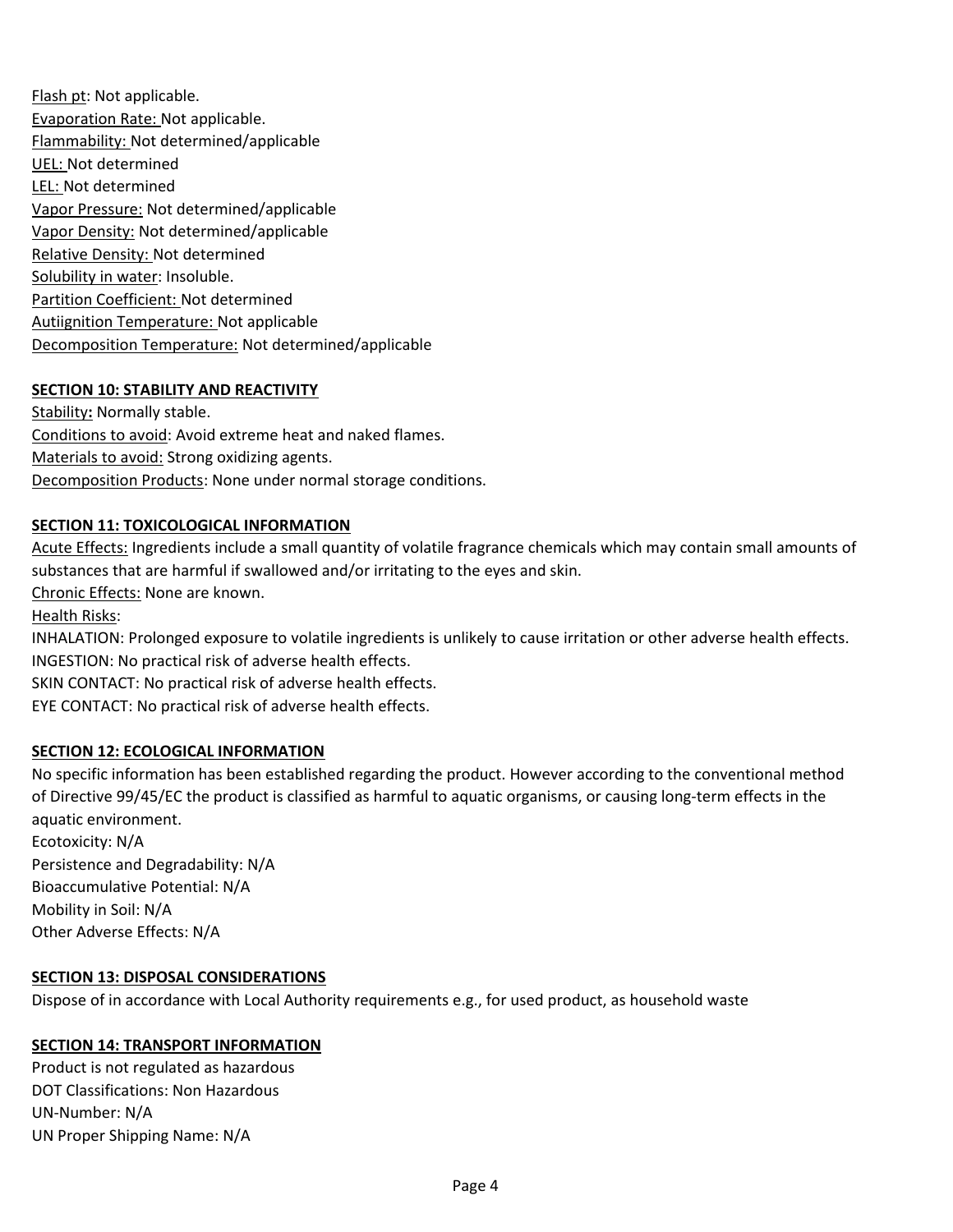Flash pt: Not applicable.
Evaporation Rate: Not applicable.
Flammability: Not determined/applicable
UEL: Not determined
LEL: Not determined
Vapor Pressure: Not determined/applicable
Vapor Density: Not determined/applicable
Relative Density: Not determined
Solubility in water: Insoluble.
Partition Coefficient: Not determined
Autiignition Temperature: Not applicable
Decomposition Temperature: Not determined/applicable

## SECTION 10: STABILITY AND REACTIVITY

Stability: Normally stable.
Conditions to avoid: Avoid extreme heat and naked flames.
Materials to avoid: Strong oxidizing agents.
Decomposition Products: None under normal storage conditions.

## SECTION 11: TOXICOLOGICAL INFORMATION

Acute Effects: Ingredients include a small quantity of volatile fragrance chemicals which may contain small amounts of substances that are harmful if swallowed and/or irritating to the eyes and skin.
Chronic Effects: None are known.
Health Risks:
INHALATION: Prolonged exposure to volatile ingredients is unlikely to cause irritation or other adverse health effects.
INGESTION: No practical risk of adverse health effects.
SKIN CONTACT: No practical risk of adverse health effects.
EYE CONTACT: No practical risk of adverse health effects.

## SECTION 12: ECOLOGICAL INFORMATION

No specific information has been established regarding the product. However according to the conventional method of Directive 99/45/EC the product is classified as harmful to aquatic organisms, or causing long-term effects in the aquatic environment.
Ecotoxicity: N/A
Persistence and Degradability: N/A
Bioaccumulative Potential: N/A
Mobility in Soil: N/A
Other Adverse Effects: N/A

## SECTION 13: DISPOSAL CONSIDERATIONS

Dispose of in accordance with Local Authority requirements e.g., for used product, as household waste

## SECTION 14: TRANSPORT INFORMATION

Product is not regulated as hazardous
DOT Classifications: Non Hazardous
UN-Number: N/A
UN Proper Shipping Name: N/A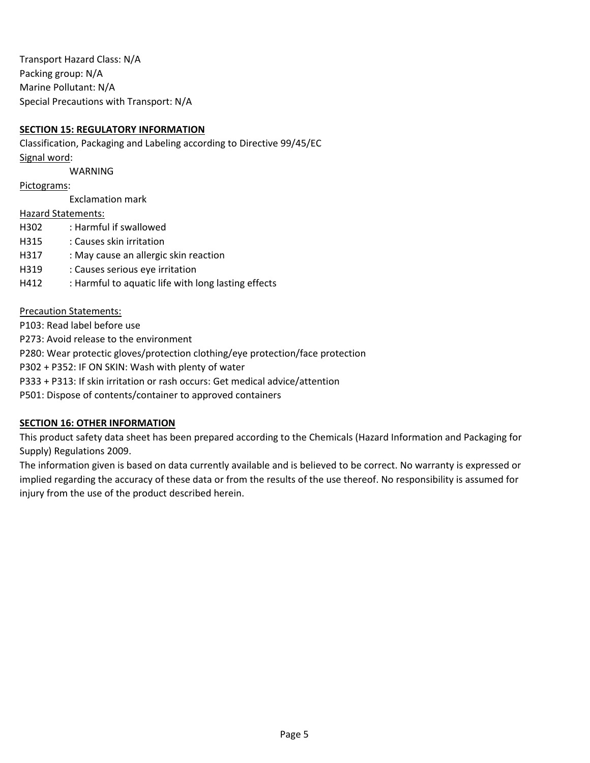Transport Hazard Class: N/A
Packing group: N/A
Marine Pollutant: N/A
Special Precautions with Transport: N/A

**SECTION 15: REGULATORY INFORMATION**

Classification, Packaging and Labeling according to Directive 99/45/EC

Signal word:

WARNING

Pictograms:

Exclamation mark

Hazard Statements:

H302 : Harmful if swallowed
H315 : Causes skin irritation
H317 : May cause an allergic skin reaction
H319 : Causes serious eye irritation
H412 : Harmful to aquatic life with long lasting effects

Precaution Statements:

P103: Read label before use
P273: Avoid release to the environment
P280: Wear protectic gloves/protection clothing/eye protection/face protection
P302 + P352: IF ON SKIN: Wash with plenty of water
P333 + P313: If skin irritation or rash occurs: Get medical advice/attention
P501: Dispose of contents/container to approved containers

**SECTION 16: OTHER INFORMATION**

This product safety data sheet has been prepared according to the Chemicals (Hazard Information and Packaging for Supply) Regulations 2009.

The information given is based on data currently available and is believed to be correct. No warranty is expressed or implied regarding the accuracy of these data or from the results of the use thereof. No responsibility is assumed for injury from the use of the product described herein.